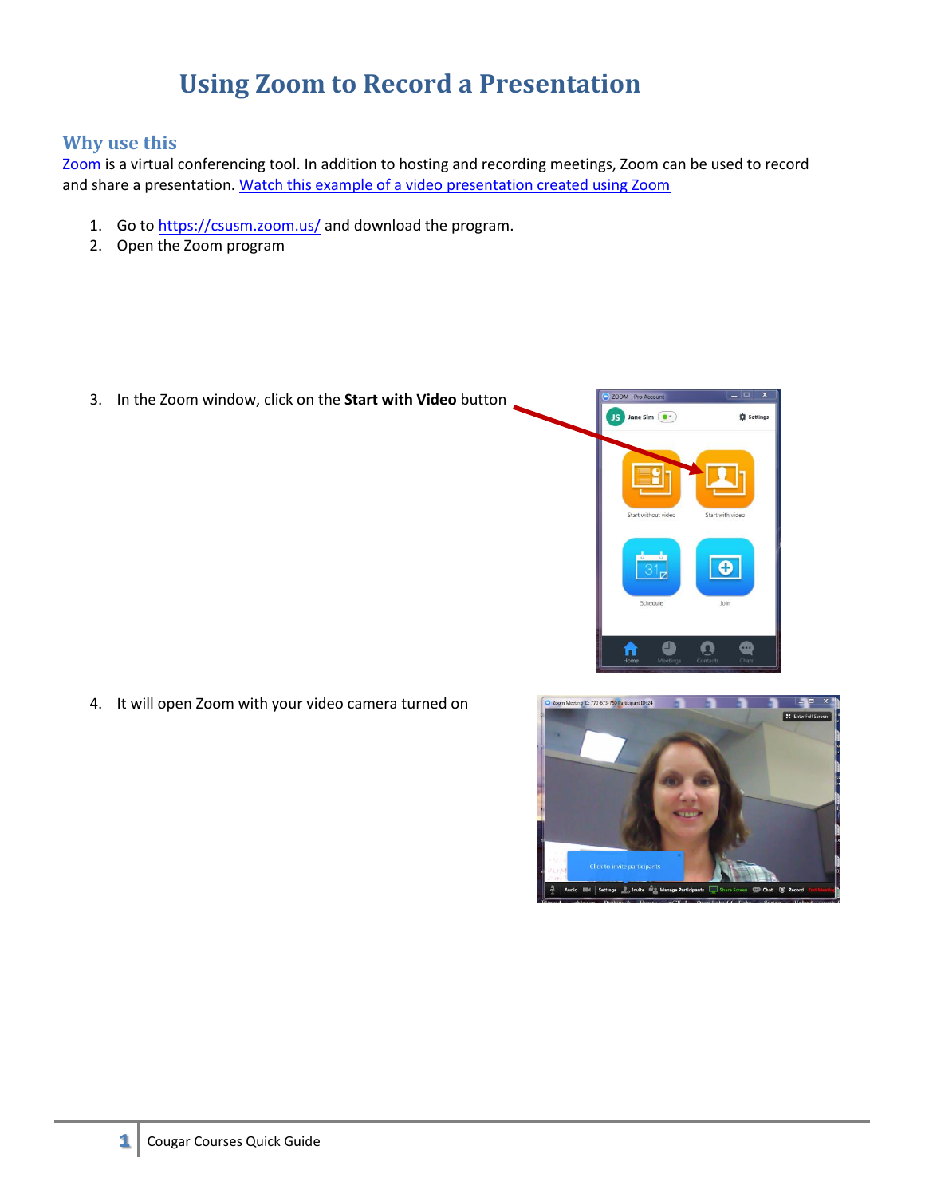# Using Zoom to Record a Presentation

## Why use this

[Zoom](https://csusm.zoom.us/) is a virtual conferencing tool. In addition to hosting and recording meetings, Zoom can be used to record and share a presentation. [Watch this example of a video presentation created using Zoom](#)

1. Go to [https://csusm.zoom.us/](https://csusm.zoom.us/) and download the program.
2. Open the Zoom program
3. In the Zoom window, click on the **Start with Video** button
4. It will open Zoom with your video camera turned on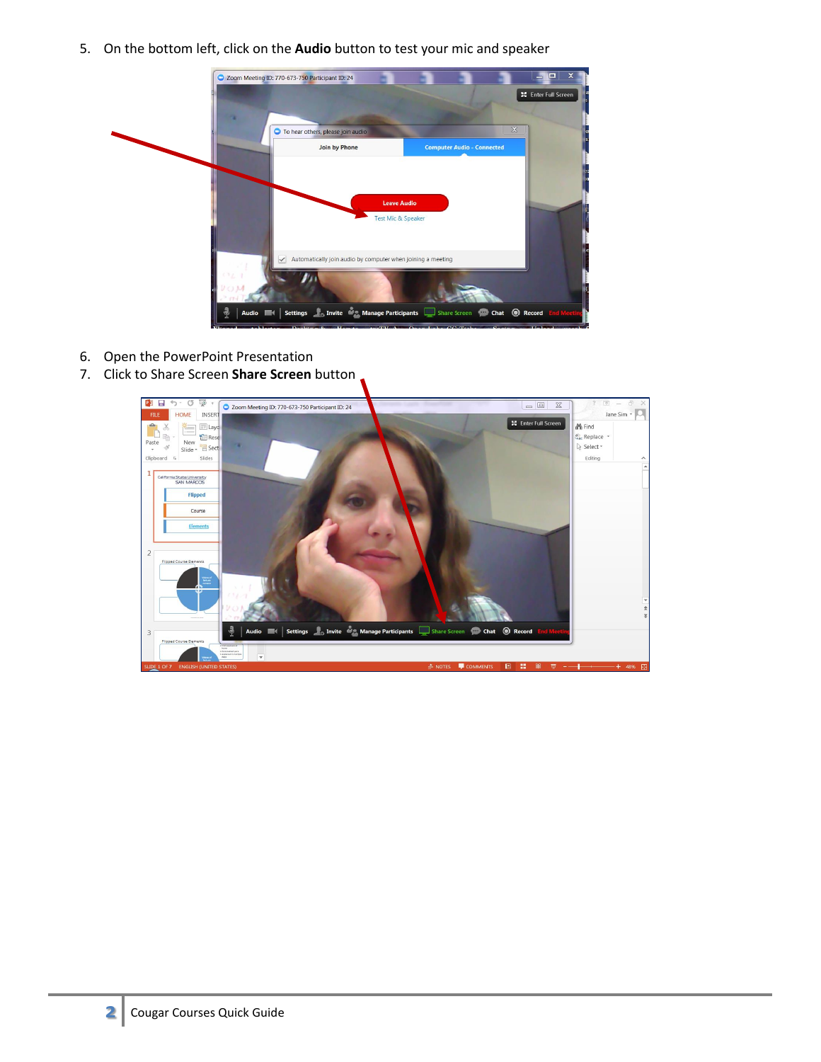5. On the bottom left, click on the **Audio** button to test your mic and speaker

6. Open the PowerPoint Presentation
7. Click to Share Screen **Share Screen** button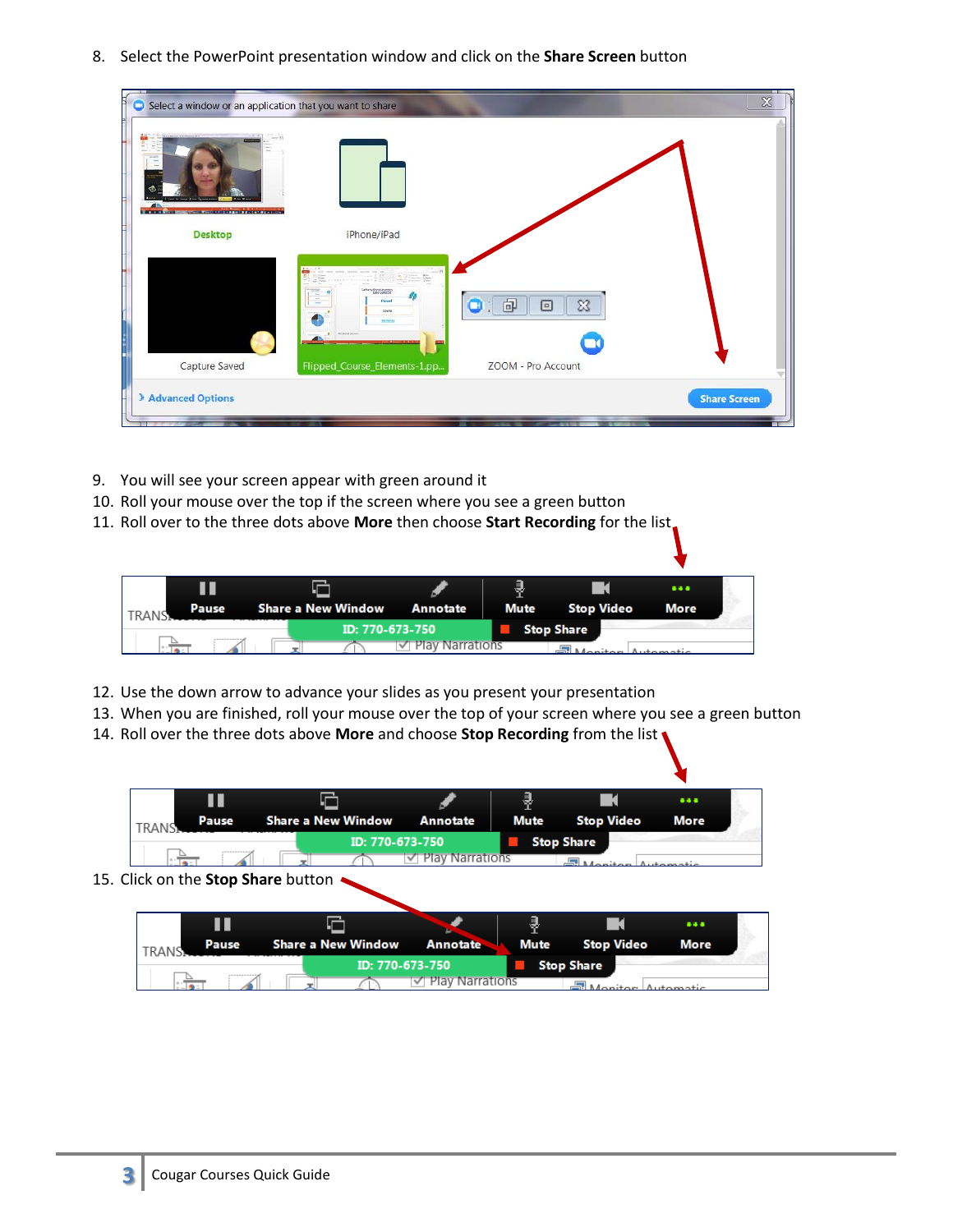8. Select the PowerPoint presentation window and click on the **Share Screen** button

9. You will see your screen appear with green around it
10. Roll your mouse over the top if the screen where you see a green button
11. Roll over to the three dots above **More** then choose **Start Recording** for the list

12. Use the down arrow to advance your slides as you present your presentation
13. When you are finished, roll your mouse over the top of your screen where you see a green button
14. Roll over the three dots above **More** and choose **Stop Recording** from the list

15. Click on the **Stop Share** button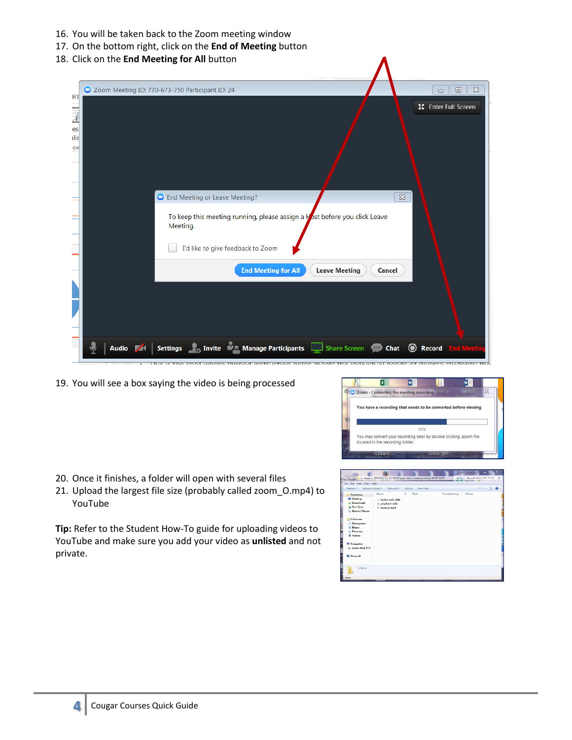16. You will be taken back to the Zoom meeting window
17. On the bottom right, click on the **End of Meeting** button
18. Click on the **End Meeting for All** button

19. You will see a box saying the video is being processed

20. Once it finishes, a folder will open with several files
21. Upload the largest file size (probably called zoom_O.mp4) to YouTube

**Tip:** Refer to the Student How-To guide for uploading videos to YouTube and make sure you add your video as **unlisted** and not private.